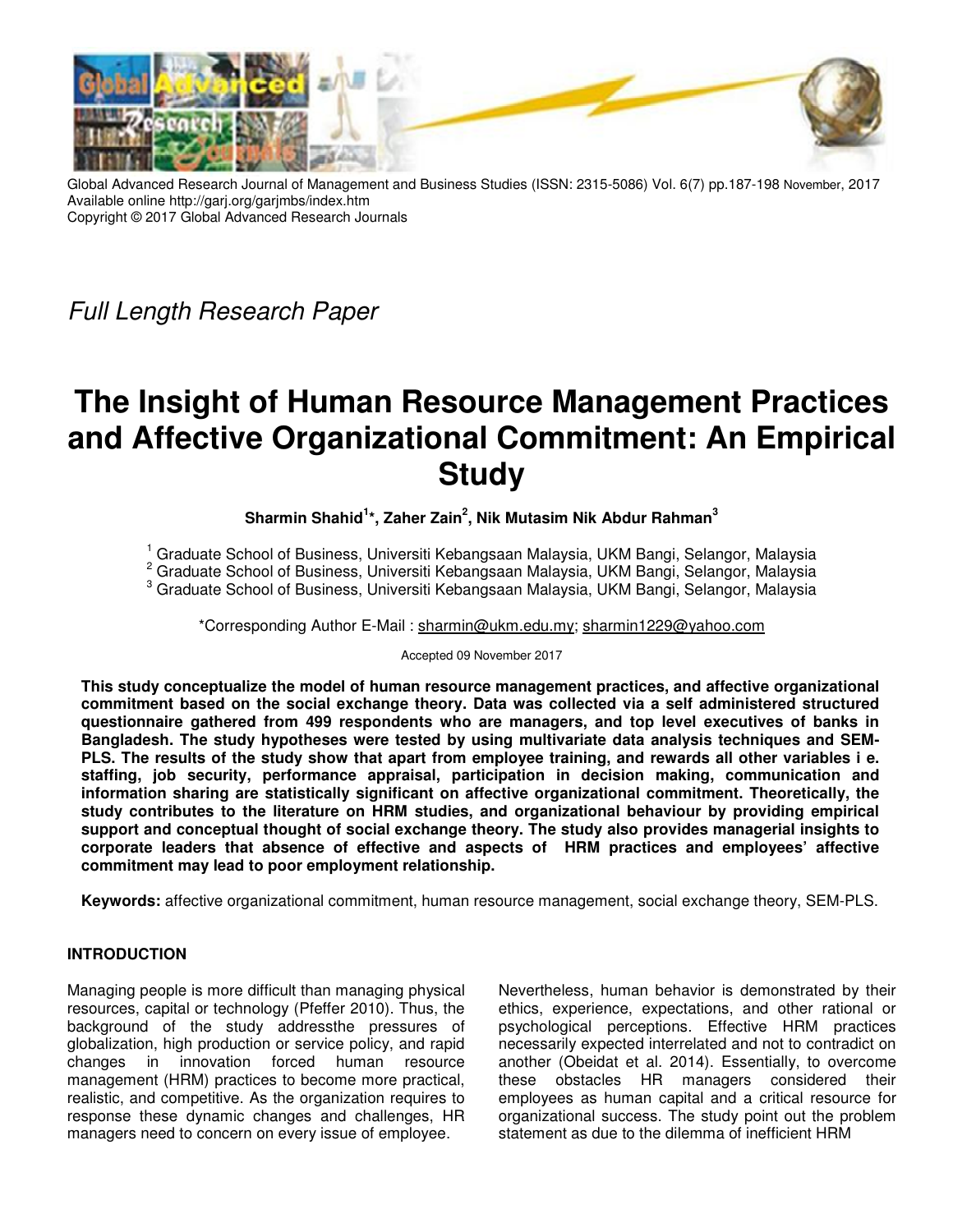Global Advanced Research Journal of Management and Business Studies (ISSN: 2315-5086) Vol. 6(7) pp.187-198 November, 2017
Available online http://garj.org/garjmbs/index.htm
Copyright © 2017 Global Advanced Research Journals

*Full Length Research Paper*

# The Insight of Human Resource Management Practices and Affective Organizational Commitment: An Empirical Study

**Sharmin Shahid[1]*, Zaher Zain[2], Nik Mutasim Nik Abdur Rahman[3]**

[1] Graduate School of Business, Universiti Kebangsaan Malaysia, UKM Bangi, Selangor, Malaysia
[2] Graduate School of Business, Universiti Kebangsaan Malaysia, UKM Bangi, Selangor, Malaysia
[3] Graduate School of Business, Universiti Kebangsaan Malaysia, UKM Bangi, Selangor, Malaysia

*Corresponding Author E-Mail : sharmin@ukm.edu.my; sharmin1229@yahoo.com

Accepted 09 November 2017

**This study conceptualize the model of human resource management practices, and affective organizational commitment based on the social exchange theory. Data was collected via a self administered structured questionnaire gathered from 499 respondents who are managers, and top level executives of banks in Bangladesh. The study hypotheses were tested by using multivariate data analysis techniques and SEM-PLS. The results of the study show that apart from employee training, and rewards all other variables i e. staffing, job security, performance appraisal, participation in decision making, communication and information sharing are statistically significant on affective organizational commitment. Theoretically, the study contributes to the literature on HRM studies, and organizational behaviour by providing empirical support and conceptual thought of social exchange theory. The study also provides managerial insights to corporate leaders that absence of effective and aspects of HRM practices and employees' affective commitment may lead to poor employment relationship.**

**Keywords:** affective organizational commitment, human resource management, social exchange theory, SEM-PLS.

## INTRODUCTION

Managing people is more difficult than managing physical resources, capital or technology (Pfeffer 2010). Thus, the background of the study addressthe pressures of globalization, high production or service policy, and rapid changes in innovation forced human resource management (HRM) practices to become more practical, realistic, and competitive. As the organization requires to response these dynamic changes and challenges, HR managers need to concern on every issue of employee.

Nevertheless, human behavior is demonstrated by their ethics, experience, expectations, and other rational or psychological perceptions. Effective HRM practices necessarily expected interrelated and not to contradict on another (Obeidat et al. 2014). Essentially, to overcome these obstacles HR managers considered their employees as human capital and a critical resource for organizational success. The study point out the problem statement as due to the dilemma of inefficient HRM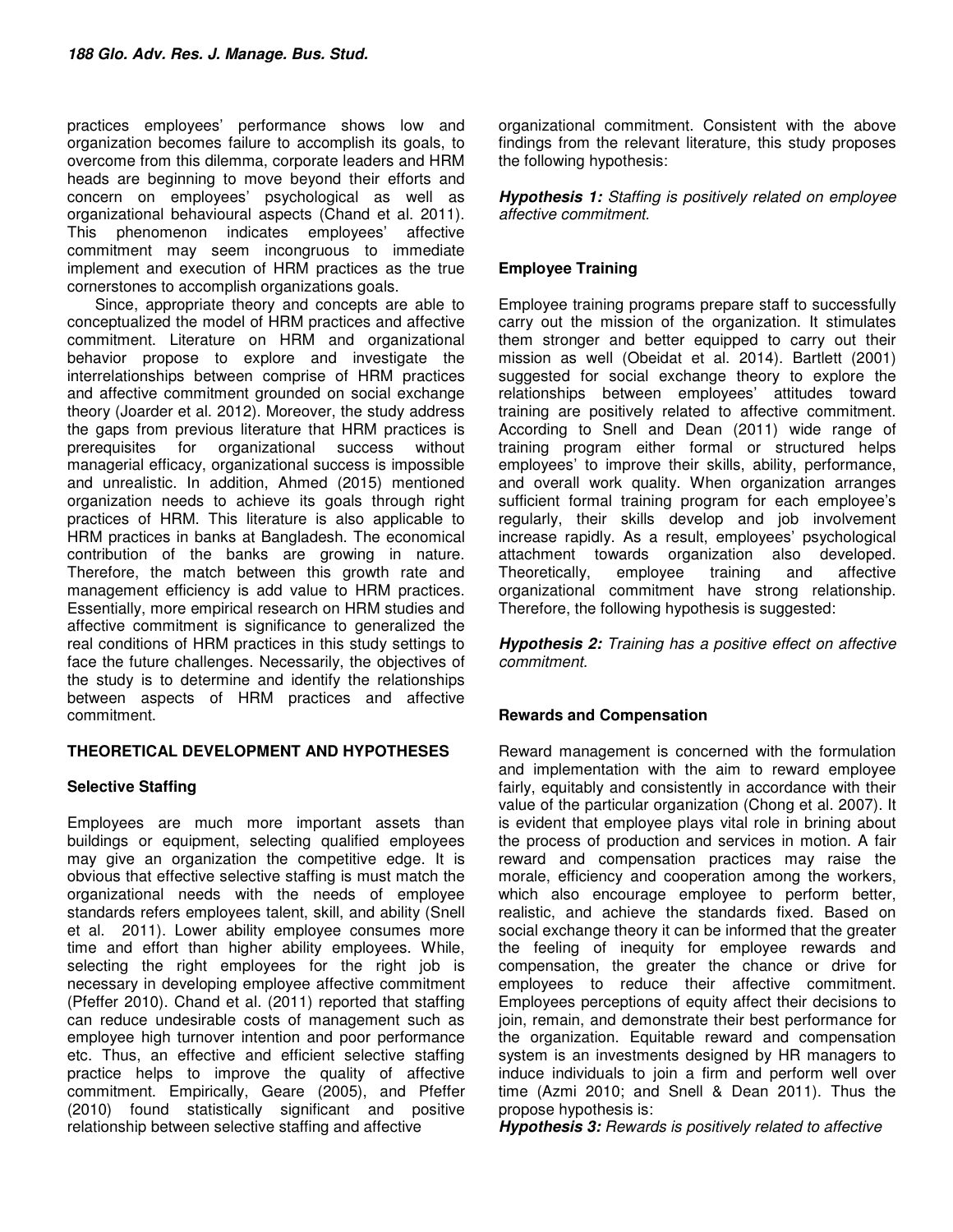practices employees' performance shows low and organization becomes failure to accomplish its goals, to overcome from this dilemma, corporate leaders and HRM heads are beginning to move beyond their efforts and concern on employees' psychological as well as organizational behavioural aspects (Chand et al. 2011). This phenomenon indicates employees' affective commitment may seem incongruous to immediate implement and execution of HRM practices as the true cornerstones to accomplish organizations goals.

Since, appropriate theory and concepts are able to conceptualized the model of HRM practices and affective commitment. Literature on HRM and organizational behavior propose to explore and investigate the interrelationships between comprise of HRM practices and affective commitment grounded on social exchange theory (Joarder et al. 2012). Moreover, the study address the gaps from previous literature that HRM practices is prerequisites for organizational success without managerial efficacy, organizational success is impossible and unrealistic. In addition, Ahmed (2015) mentioned organization needs to achieve its goals through right practices of HRM. This literature is also applicable to HRM practices in banks at Bangladesh. The economical contribution of the banks are growing in nature. Therefore, the match between this growth rate and management efficiency is add value to HRM practices. Essentially, more empirical research on HRM studies and affective commitment is significance to generalized the real conditions of HRM practices in this study settings to face the future challenges. Necessarily, the objectives of the study is to determine and identify the relationships between aspects of HRM practices and affective commitment.

## THEORETICAL DEVELOPMENT AND HYPOTHESES

### Selective Staffing

Employees are much more important assets than buildings or equipment, selecting qualified employees may give an organization the competitive edge. It is obvious that effective selective staffing is must match the organizational needs with the needs of employee standards refers employees talent, skill, and ability (Snell et al. 2011). Lower ability employee consumes more time and effort than higher ability employees. While, selecting the right employees for the right job is necessary in developing employee affective commitment (Pfeffer 2010). Chand et al. (2011) reported that staffing can reduce undesirable costs of management such as employee high turnover intention and poor performance etc. Thus, an effective and efficient selective staffing practice helps to improve the quality of affective commitment. Empirically, Geare (2005), and Pfeffer (2010) found statistically significant and positive relationship between selective staffing and affective organizational commitment. Consistent with the above findings from the relevant literature, this study proposes the following hypothesis:

***Hypothesis 1:*** *Staffing is positively related on employee affective commitment.*

### Employee Training

Employee training programs prepare staff to successfully carry out the mission of the organization. It stimulates them stronger and better equipped to carry out their mission as well (Obeidat et al. 2014). Bartlett (2001) suggested for social exchange theory to explore the relationships between employees' attitudes toward training are positively related to affective commitment. According to Snell and Dean (2011) wide range of training program either formal or structured helps employees' to improve their skills, ability, performance, and overall work quality. When organization arranges sufficient formal training program for each employee's regularly, their skills develop and job involvement increase rapidly. As a result, employees' psychological attachment towards organization also developed. Theoretically, employee training and affective organizational commitment have strong relationship. Therefore, the following hypothesis is suggested:

***Hypothesis 2:*** *Training has a positive effect on affective commitment.*

### Rewards and Compensation

Reward management is concerned with the formulation and implementation with the aim to reward employee fairly, equitably and consistently in accordance with their value of the particular organization (Chong et al. 2007). It is evident that employee plays vital role in brining about the process of production and services in motion. A fair reward and compensation practices may raise the morale, efficiency and cooperation among the workers, which also encourage employee to perform better, realistic, and achieve the standards fixed. Based on social exchange theory it can be informed that the greater the feeling of inequity for employee rewards and compensation, the greater the chance or drive for employees to reduce their affective commitment. Employees perceptions of equity affect their decisions to join, remain, and demonstrate their best performance for the organization. Equitable reward and compensation system is an investments designed by HR managers to induce individuals to join a firm and perform well over time (Azmi 2010; and Snell & Dean 2011). Thus the propose hypothesis is:

***Hypothesis 3:*** *Rewards is positively related to affective*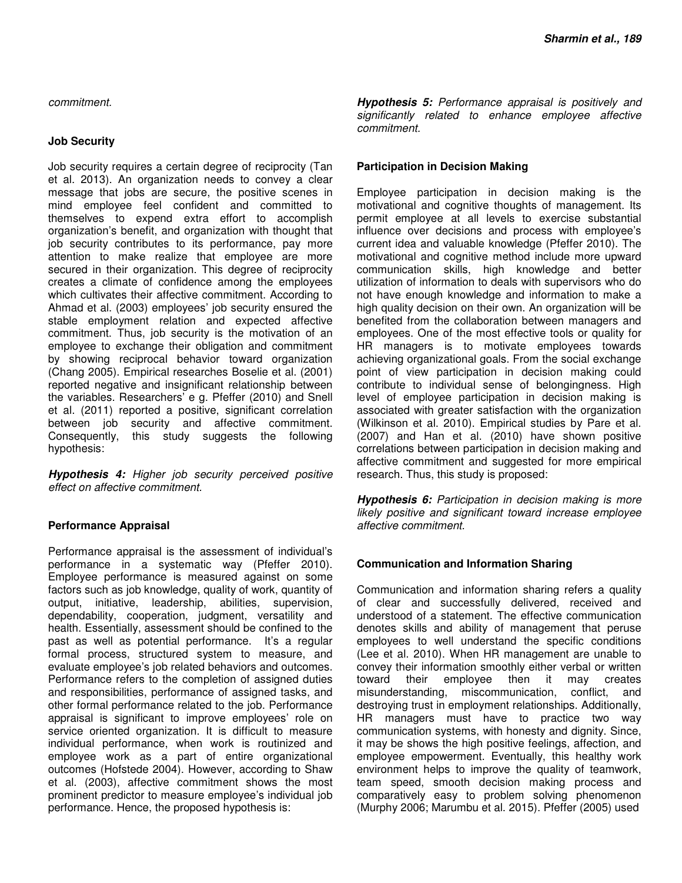*commitment.*

**Job Security**

Job security requires a certain degree of reciprocity (Tan et al. 2013). An organization needs to convey a clear message that jobs are secure, the positive scenes in mind employee feel confident and committed to themselves to expend extra effort to accomplish organization's benefit, and organization with thought that job security contributes to its performance, pay more attention to make realize that employee are more secured in their organization. This degree of reciprocity creates a climate of confidence among the employees which cultivates their affective commitment. According to Ahmad et al. (2003) employees' job security ensured the stable employment relation and expected affective commitment. Thus, job security is the motivation of an employee to exchange their obligation and commitment by showing reciprocal behavior toward organization (Chang 2005). Empirical researches Boselie et al. (2001) reported negative and insignificant relationship between the variables. Researchers' e g. Pfeffer (2010) and Snell et al. (2011) reported a positive, significant correlation between job security and affective commitment. Consequently, this study suggests the following hypothesis:

***Hypothesis 4:*** *Higher job security perceived positive effect on affective commitment.*

**Performance Appraisal**

Performance appraisal is the assessment of individual's performance in a systematic way (Pfeffer 2010). Employee performance is measured against on some factors such as job knowledge, quality of work, quantity of output, initiative, leadership, abilities, supervision, dependability, cooperation, judgment, versatility and health. Essentially, assessment should be confined to the past as well as potential performance. It's a regular formal process, structured system to measure, and evaluate employee's job related behaviors and outcomes. Performance refers to the completion of assigned duties and responsibilities, performance of assigned tasks, and other formal performance related to the job. Performance appraisal is significant to improve employees' role on service oriented organization. It is difficult to measure individual performance, when work is routinized and employee work as a part of entire organizational outcomes (Hofstede 2004). However, according to Shaw et al. (2003), affective commitment shows the most prominent predictor to measure employee's individual job performance. Hence, the proposed hypothesis is:

***Hypothesis 5:*** *Performance appraisal is positively and significantly related to enhance employee affective commitment.*

**Participation in Decision Making**

Employee participation in decision making is the motivational and cognitive thoughts of management. Its permit employee at all levels to exercise substantial influence over decisions and process with employee's current idea and valuable knowledge (Pfeffer 2010). The motivational and cognitive method include more upward communication skills, high knowledge and better utilization of information to deals with supervisors who do not have enough knowledge and information to make a high quality decision on their own. An organization will be benefited from the collaboration between managers and employees. One of the most effective tools or quality for HR managers is to motivate employees towards achieving organizational goals. From the social exchange point of view participation in decision making could contribute to individual sense of belongingness. High level of employee participation in decision making is associated with greater satisfaction with the organization (Wilkinson et al. 2010). Empirical studies by Pare et al. (2007) and Han et al. (2010) have shown positive correlations between participation in decision making and affective commitment and suggested for more empirical research. Thus, this study is proposed:

***Hypothesis 6:*** *Participation in decision making is more likely positive and significant toward increase employee affective commitment.*

**Communication and Information Sharing**

Communication and information sharing refers a quality of clear and successfully delivered, received and understood of a statement. The effective communication denotes skills and ability of management that peruse employees to well understand the specific conditions (Lee et al. 2010). When HR management are unable to convey their information smoothly either verbal or written toward their employee then it may creates misunderstanding, miscommunication, conflict, and destroying trust in employment relationships. Additionally, HR managers must have to practice two way communication systems, with honesty and dignity. Since, it may be shows the high positive feelings, affection, and employee empowerment. Eventually, this healthy work environment helps to improve the quality of teamwork, team speed, smooth decision making process and comparatively easy to problem solving phenomenon (Murphy 2006; Marumbu et al. 2015). Pfeffer (2005) used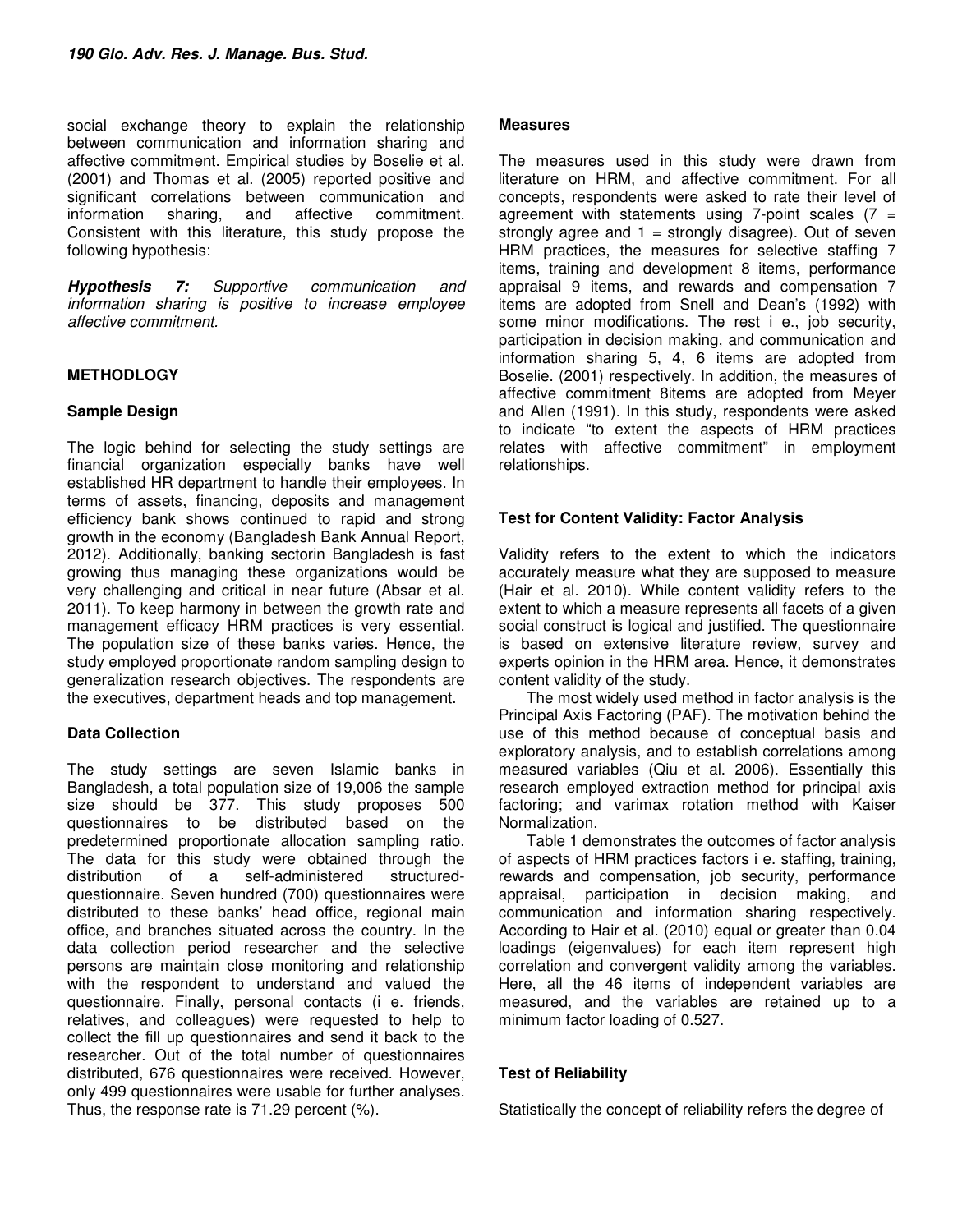social exchange theory to explain the relationship between communication and information sharing and affective commitment. Empirical studies by Boselie et al. (2001) and Thomas et al. (2005) reported positive and significant correlations between communication and information sharing, and affective commitment. Consistent with this literature, this study propose the following hypothesis:

***Hypothesis 7:*** *Supportive communication and information sharing is positive to increase employee affective commitment.*

## METHODLOGY

### Sample Design

The logic behind for selecting the study settings are financial organization especially banks have well established HR department to handle their employees. In terms of assets, financing, deposits and management efficiency bank shows continued to rapid and strong growth in the economy (Bangladesh Bank Annual Report, 2012). Additionally, banking sectorin Bangladesh is fast growing thus managing these organizations would be very challenging and critical in near future (Absar et al. 2011). To keep harmony in between the growth rate and management efficacy HRM practices is very essential. The population size of these banks varies. Hence, the study employed proportionate random sampling design to generalization research objectives. The respondents are the executives, department heads and top management.

### Data Collection

The study settings are seven Islamic banks in Bangladesh, a total population size of 19,006 the sample size should be 377. This study proposes 500 questionnaires to be distributed based on the predetermined proportionate allocation sampling ratio. The data for this study were obtained through the distribution of a self-administered structured-questionnaire. Seven hundred (700) questionnaires were distributed to these banks' head office, regional main office, and branches situated across the country. In the data collection period researcher and the selective persons are maintain close monitoring and relationship with the respondent to understand and valued the questionnaire. Finally, personal contacts (i e. friends, relatives, and colleagues) were requested to help to collect the fill up questionnaires and send it back to the researcher. Out of the total number of questionnaires distributed, 676 questionnaires were received. However, only 499 questionnaires were usable for further analyses. Thus, the response rate is 71.29 percent (%).

### Measures

The measures used in this study were drawn from literature on HRM, and affective commitment. For all concepts, respondents were asked to rate their level of agreement with statements using 7-point scales (7 = strongly agree and 1 = strongly disagree). Out of seven HRM practices, the measures for selective staffing 7 items, training and development 8 items, performance appraisal 9 items, and rewards and compensation 7 items are adopted from Snell and Dean's (1992) with some minor modifications. The rest i e., job security, participation in decision making, and communication and information sharing 5, 4, 6 items are adopted from Boselie. (2001) respectively. In addition, the measures of affective commitment 8items are adopted from Meyer and Allen (1991). In this study, respondents were asked to indicate "to extent the aspects of HRM practices relates with affective commitment" in employment relationships.

### Test for Content Validity: Factor Analysis

Validity refers to the extent to which the indicators accurately measure what they are supposed to measure (Hair et al. 2010). While content validity refers to the extent to which a measure represents all facets of a given social construct is logical and justified. The questionnaire is based on extensive literature review, survey and experts opinion in the HRM area. Hence, it demonstrates content validity of the study.

The most widely used method in factor analysis is the Principal Axis Factoring (PAF). The motivation behind the use of this method because of conceptual basis and exploratory analysis, and to establish correlations among measured variables (Qiu et al. 2006). Essentially this research employed extraction method for principal axis factoring; and varimax rotation method with Kaiser Normalization.

Table 1 demonstrates the outcomes of factor analysis of aspects of HRM practices factors i e. staffing, training, rewards and compensation, job security, performance appraisal, participation in decision making, and communication and information sharing respectively. According to Hair et al. (2010) equal or greater than 0.04 loadings (eigenvalues) for each item represent high correlation and convergent validity among the variables. Here, all the 46 items of independent variables are measured, and the variables are retained up to a minimum factor loading of 0.527.

### Test of Reliability

Statistically the concept of reliability refers the degree of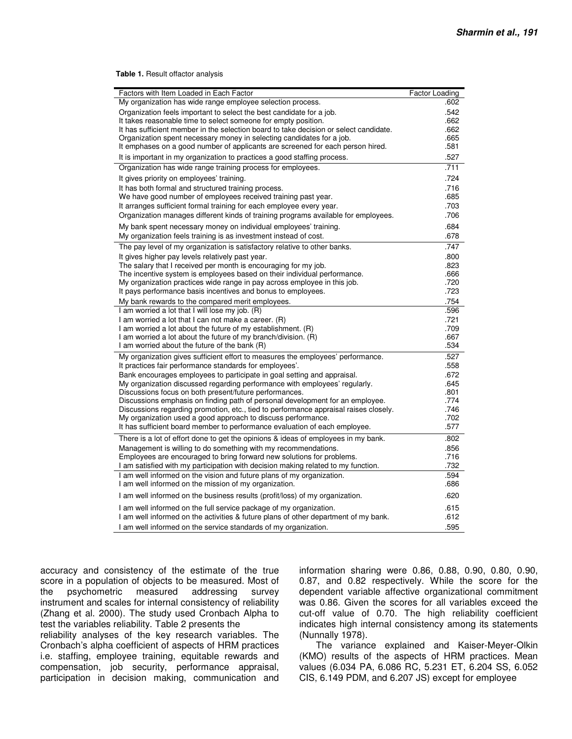**Table 1.** Result offactor analysis

| Factors with Item Loaded in Each Factor | Factor Loading |
|---|---|
| My organization has wide range employee selection process. | .602 |
| Organization feels important to select the best candidate for a job. | .542 |
| It takes reasonable time to select someone for empty position. | .662 |
| It has sufficient member in the selection board to take decision or select candidate. | .662 |
| Organization spent necessary money in selecting candidates for a job. | .665 |
| It emphases on a good number of applicants are screened for each person hired. | .581 |
| It is important in my organization to practices a good staffing process. | .527 |
| Organization has wide range training process for employees. | .711 |
| It gives priority on employees' training. | .724 |
| It has both formal and structured training process. | .716 |
| We have good number of employees received training past year. | .685 |
| It arranges sufficient formal training for each employee every year. | .703 |
| Organization manages different kinds of training programs available for employees. | .706 |
| My bank spent necessary money on individual employees' training. | .684 |
| My organization feels training is as investment instead of cost. | .678 |
| The pay level of my organization is satisfactory relative to other banks. | .747 |
| It gives higher pay levels relatively past year. | .800 |
| The salary that I received per month is encouraging for my job. | .823 |
| The incentive system is employees based on their individual performance. | .666 |
| My organization practices wide range in pay across employee in this job. | .720 |
| It pays performance basis incentives and bonus to employees. | .723 |
| My bank rewards to the compared merit employees. | .754 |
| I am worried a lot that I will lose my job. (R) | .596 |
| I am worried a lot that I can not make a career. (R) | .721 |
| I am worried a lot about the future of my establishment. (R) | .709 |
| I am worried a lot about the future of my branch/division. (R) | .667 |
| I am worried about the future of the bank (R) | .534 |
| My organization gives sufficient effort to measures the employees' performance. | .527 |
| It practices fair performance standards for employees'. | .558 |
| Bank encourages employees to participate in goal setting and appraisal. | .672 |
| My organization discussed regarding performance with employees' regularly. | .645 |
| Discussions focus on both present/future performances. | .801 |
| Discussions emphasis on finding path of personal development for an employee. | .774 |
| Discussions regarding promotion, etc., tied to performance appraisal raises closely. | .746 |
| My organization used a good approach to discuss performance. | .702 |
| It has sufficient board member to performance evaluation of each employee. | .577 |
| There is a lot of effort done to get the opinions & ideas of employees in my bank. | .802 |
| Management is willing to do something with my recommendations. | .856 |
| Employees are encouraged to bring forward new solutions for problems. | .716 |
| I am satisfied with my participation with decision making related to my function. | .732 |
| I am well informed on the vision and future plans of my organization. | .594 |
| I am well informed on the mission of my organization. | .686 |
| I am well informed on the business results (profit/loss) of my organization. | .620 |
| I am well informed on the full service package of my organization. | .615 |
| I am well informed on the activities & future plans of other department of my bank. | .612 |
| I am well informed on the service standards of my organization. | .595 |

accuracy and consistency of the estimate of the true score in a population of objects to be measured. Most of the psychometric measured addressing survey instrument and scales for internal consistency of reliability (Zhang et al. 2000). The study used Cronbach Alpha to test the variables reliability. Table 2 presents the reliability analyses of the key research variables. The Cronbach's alpha coefficient of aspects of HRM practices i.e. staffing, employee training, equitable rewards and compensation, job security, performance appraisal, participation in decision making, communication and information sharing were 0.86, 0.88, 0.90, 0.80, 0.90, 0.87, and 0.82 respectively. While the score for the dependent variable affective organizational commitment was 0.86. Given the scores for all variables exceed the cut-off value of 0.70. The high reliability coefficient indicates high internal consistency among its statements (Nunnally 1978).

The variance explained and Kaiser-Meyer-Olkin (KMO) results of the aspects of HRM practices. Mean values (6.034 PA, 6.086 RC, 5.231 ET, 6.204 SS, 6.052 CIS, 6.149 PDM, and 6.207 JS) except for employee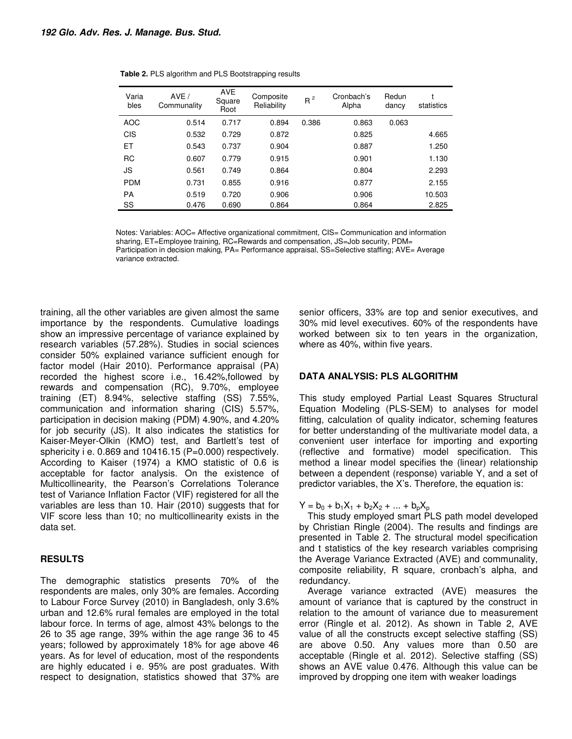**Table 2.** PLS algorithm and PLS Bootstrapping results

| Variables | AVE / Communality | AVE Square Root | Composite Reliability | $R^2$ | Cronbach's Alpha | Redundancy | t statistics |
|---|---|---|---|---|---|---|---|
| AOC | 0.514 | 0.717 | 0.894 | 0.386 | 0.863 | 0.063 | |
| CIS | 0.532 | 0.729 | 0.872 | | 0.825 | | 4.665 |
| ET | 0.543 | 0.737 | 0.904 | | 0.887 | | 1.250 |
| RC | 0.607 | 0.779 | 0.915 | | 0.901 | | 1.130 |
| JS | 0.561 | 0.749 | 0.864 | | 0.804 | | 2.293 |
| PDM | 0.731 | 0.855 | 0.916 | | 0.877 | | 2.155 |
| PA | 0.519 | 0.720 | 0.906 | | 0.906 | | 10.503 |
| SS | 0.476 | 0.690 | 0.864 | | 0.864 | | 2.825 |

Notes: Variables: AOC= Affective organizational commitment, CIS= Communication and information sharing, ET=Employee training, RC=Rewards and compensation, JS=Job security, PDM= Participation in decision making, PA= Performance appraisal, SS=Selective staffing; AVE= Average variance extracted.

training, all the other variables are given almost the same importance by the respondents. Cumulative loadings show an impressive percentage of variance explained by research variables (57.28%). Studies in social sciences consider 50% explained variance sufficient enough for factor model (Hair 2010). Performance appraisal (PA) recorded the highest score i.e., 16.42%,followed by rewards and compensation (RC), 9.70%, employee training (ET) 8.94%, selective staffing (SS) 7.55%, communication and information sharing (CIS) 5.57%, participation in decision making (PDM) 4.90%, and 4.20% for job security (JS). It also indicates the statistics for Kaiser-Meyer-Olkin (KMO) test, and Bartlett's test of sphericity i e. 0.869 and 10416.15 (P=0.000) respectively. According to Kaiser (1974) a KMO statistic of 0.6 is acceptable for factor analysis. On the existence of Multicollinearity, the Pearson's Correlations Tolerance test of Variance Inflation Factor (VIF) registered for all the variables are less than 10. Hair (2010) suggests that for VIF score less than 10; no multicollinearity exists in the data set.

## RESULTS

The demographic statistics presents 70% of the respondents are males, only 30% are females. According to Labour Force Survey (2010) in Bangladesh, only 3.6% urban and 12.6% rural females are employed in the total labour force. In terms of age, almost 43% belongs to the 26 to 35 age range, 39% within the age range 36 to 45 years; followed by approximately 18% for age above 46 years. As for level of education, most of the respondents are highly educated i e. 95% are post graduates. With respect to designation, statistics showed that 37% are senior officers, 33% are top and senior executives, and 30% mid level executives. 60% of the respondents have worked between six to ten years in the organization, where as 40%, within five years.

## DATA ANALYSIS: PLS ALGORITHM

This study employed Partial Least Squares Structural Equation Modeling (PLS-SEM) to analyses for model fitting, calculation of quality indicator, scheming features for better understanding of the multivariate model data, a convenient user interface for importing and exporting (reflective and formative) model specification. This method a linear model specifies the (linear) relationship between a dependent (response) variable Y, and a set of predictor variables, the X's. Therefore, the equation is:

$$Y = b_0 + b_1X_1 + b_2X_2 + ... + b_pX_p$$

This study employed smart PLS path model developed by Christian Ringle (2004). The results and findings are presented in Table 2. The structural model specification and t statistics of the key research variables comprising the Average Variance Extracted (AVE) and communality, composite reliability, R square, cronbach's alpha, and redundancy.

Average variance extracted (AVE) measures the amount of variance that is captured by the construct in relation to the amount of variance due to measurement error (Ringle et al. 2012). As shown in Table 2, AVE value of all the constructs except selective staffing (SS) are above 0.50. Any values more than 0.50 are acceptable (Ringle et al. 2012). Selective staffing (SS) shows an AVE value 0.476. Although this value can be improved by dropping one item with weaker loadings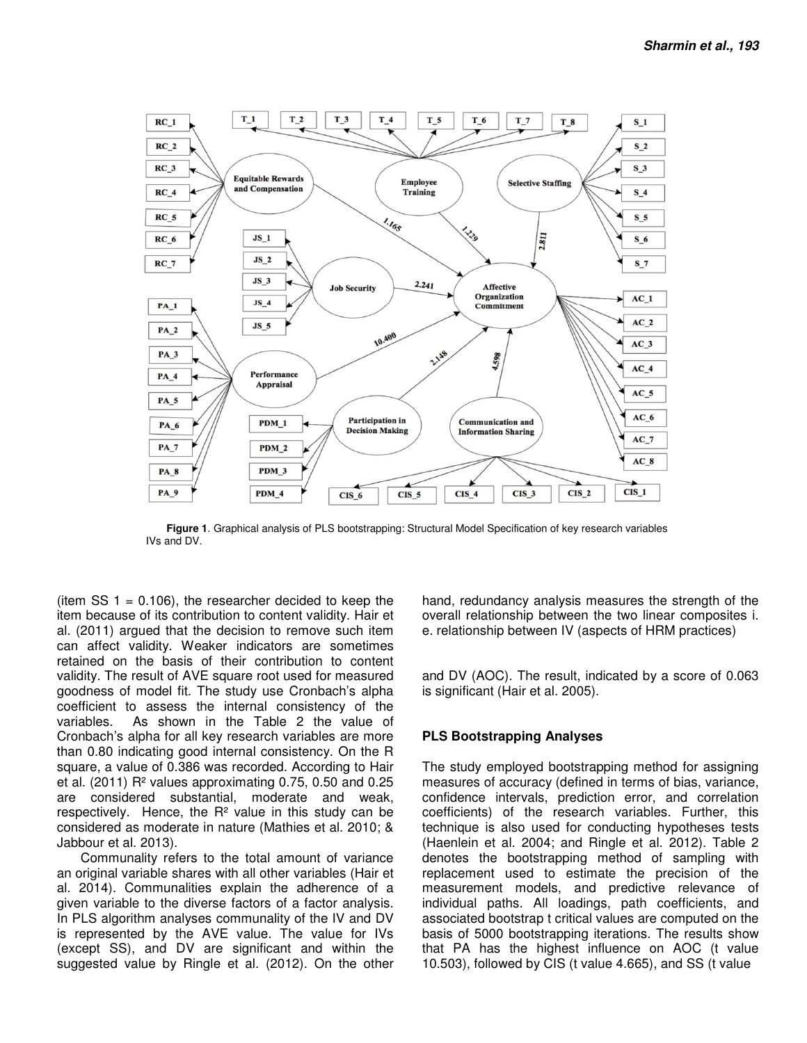**Figure 1**. Graphical analysis of PLS bootstrapping: Structural Model Specification of key research variables IVs and DV.

(item SS 1 = 0.106), the researcher decided to keep the item because of its contribution to content validity. Hair et al. (2011) argued that the decision to remove such item can affect validity. Weaker indicators are sometimes retained on the basis of their contribution to content validity. The result of AVE square root used for measured goodness of model fit. The study use Cronbach's alpha coefficient to assess the internal consistency of the variables. As shown in the Table 2 the value of Cronbach's alpha for all key research variables are more than 0.80 indicating good internal consistency. On the R square, a value of 0.386 was recorded. According to Hair et al. (2011) $R^2$ values approximating 0.75, 0.50 and 0.25 are considered substantial, moderate and weak, respectively. Hence, the $R^2$ value in this study can be considered as moderate in nature (Mathies et al. 2010; & Jabbour et al. 2013).

Communality refers to the total amount of variance an original variable shares with all other variables (Hair et al. 2014). Communalities explain the adherence of a given variable to the diverse factors of a factor analysis. In PLS algorithm analyses communality of the IV and DV is represented by the AVE value. The value for IVs (except SS), and DV are significant and within the suggested value by Ringle et al. (2012). On the other hand, redundancy analysis measures the strength of the overall relationship between the two linear composites i. e. relationship between IV (aspects of HRM practices) and DV (AOC). The result, indicated by a score of 0.063 is significant (Hair et al. 2005).

## PLS Bootstrapping Analyses

The study employed bootstrapping method for assigning measures of accuracy (defined in terms of bias, variance, confidence intervals, prediction error, and correlation coefficients) of the research variables. Further, this technique is also used for conducting hypotheses tests (Haenlein et al. 2004; and Ringle et al. 2012). Table 2 denotes the bootstrapping method of sampling with replacement used to estimate the precision of the measurement models, and predictive relevance of individual paths. All loadings, path coefficients, and associated bootstrap t critical values are computed on the basis of 5000 bootstrapping iterations. The results show that PA has the highest influence on AOC (t value 10.503), followed by CIS (t value 4.665), and SS (t value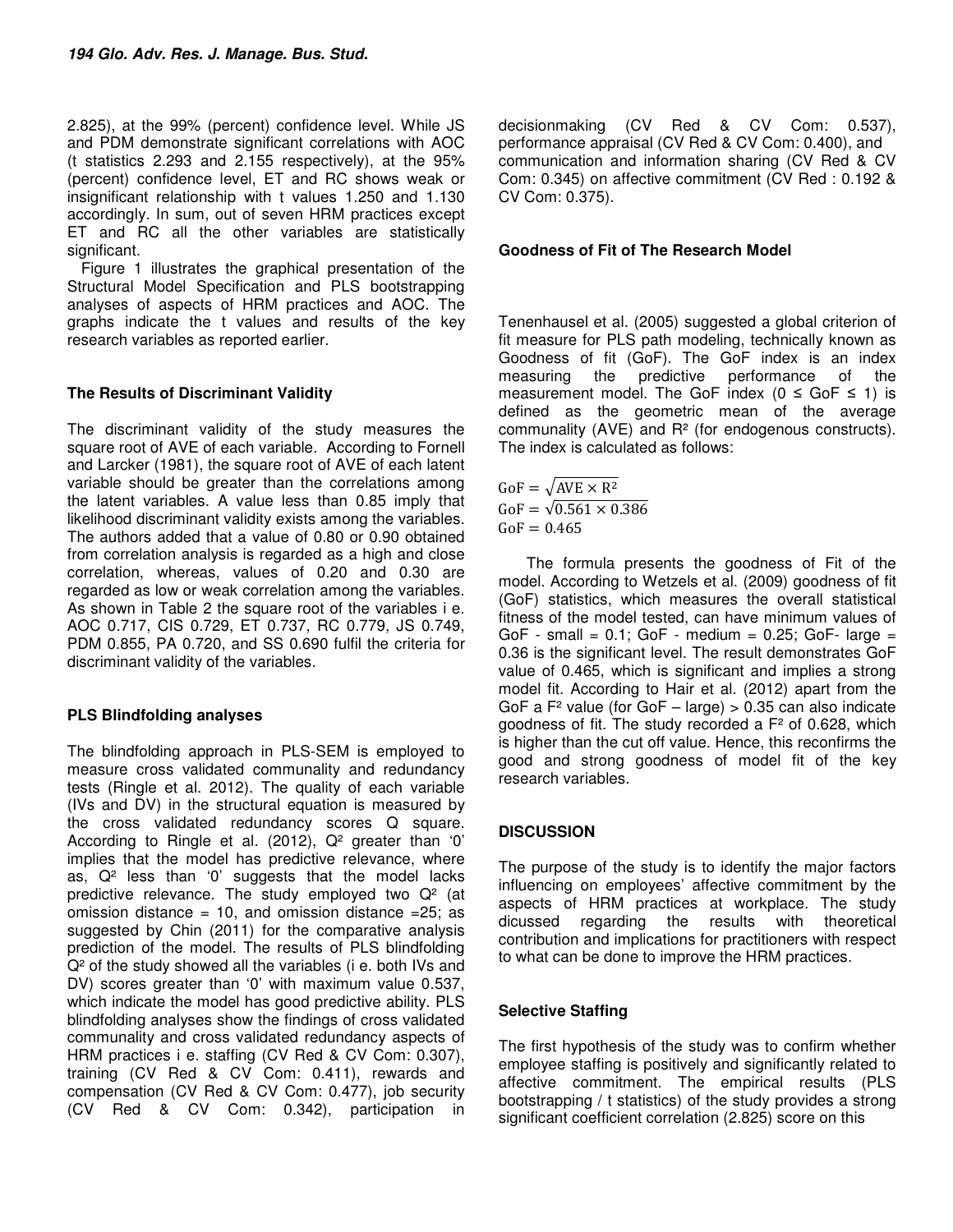2.825), at the 99% (percent) confidence level. While JS and PDM demonstrate significant correlations with AOC (t statistics 2.293 and 2.155 respectively), at the 95% (percent) confidence level, ET and RC shows weak or insignificant relationship with t values 1.250 and 1.130 accordingly. In sum, out of seven HRM practices except ET and RC all the other variables are statistically significant.

Figure 1 illustrates the graphical presentation of the Structural Model Specification and PLS bootstrapping analyses of aspects of HRM practices and AOC. The graphs indicate the t values and results of the key research variables as reported earlier.

### The Results of Discriminant Validity

The discriminant validity of the study measures the square root of AVE of each variable. According to Fornell and Larcker (1981), the square root of AVE of each latent variable should be greater than the correlations among the latent variables. A value less than 0.85 imply that likelihood discriminant validity exists among the variables. The authors added that a value of 0.80 or 0.90 obtained from correlation analysis is regarded as a high and close correlation, whereas, values of 0.20 and 0.30 are regarded as low or weak correlation among the variables. As shown in Table 2 the square root of the variables i e. AOC 0.717, CIS 0.729, ET 0.737, RC 0.779, JS 0.749, PDM 0.855, PA 0.720, and SS 0.690 fulfil the criteria for discriminant validity of the variables.

### PLS Blindfolding analyses

The blindfolding approach in PLS-SEM is employed to measure cross validated communality and redundancy tests (Ringle et al. 2012). The quality of each variable (IVs and DV) in the structural equation is measured by the cross validated redundancy scores Q square. According to Ringle et al. (2012), $Q^2$ greater than '0' implies that the model has predictive relevance, where as, $Q^2$ less than '0' suggests that the model lacks predictive relevance. The study employed two $Q^2$ (at omission distance = 10, and omission distance =25; as suggested by Chin (2011) for the comparative analysis prediction of the model. The results of PLS blindfolding $Q^2$ of the study showed all the variables (i e. both IVs and DV) scores greater than '0' with maximum value 0.537, which indicate the model has good predictive ability. PLS blindfolding analyses show the findings of cross validated communality and cross validated redundancy aspects of HRM practices i e. staffing (CV Red & CV Com: 0.307), training (CV Red & CV Com: 0.411), rewards and compensation (CV Red & CV Com: 0.477), job security (CV Red & CV Com: 0.342), participation in decisionmaking (CV Red & CV Com: 0.537), performance appraisal (CV Red & CV Com: 0.400), and communication and information sharing (CV Red & CV Com: 0.345) on affective commitment (CV Red : 0.192 & CV Com: 0.375).

### Goodness of Fit of The Research Model

Tenenhausel et al. (2005) suggested a global criterion of fit measure for PLS path modeling, technically known as Goodness of fit (GoF). The GoF index is an index measuring the predictive performance of the measurement model. The GoF index ($0 \leq \text{GoF} \leq 1$) is defined as the geometric mean of the average communality (AVE) and $R^2$ (for endogenous constructs). The index is calculated as follows:

$$\text{GoF} = \sqrt{\text{AVE} \times \text{R}^2}$$
$$\text{GoF} = \sqrt{0.561 \times 0.386}$$
$$\text{GoF} = 0.465$$

The formula presents the goodness of Fit of the model. According to Wetzels et al. (2009) goodness of fit (GoF) statistics, which measures the overall statistical fitness of the model tested, can have minimum values of GoF - small = 0.1; GoF - medium = 0.25; GoF- large = 0.36 is the significant level. The result demonstrates GoF value of 0.465, which is significant and implies a strong model fit. According to Hair et al. (2012) apart from the GoF a $F^2$ value (for GoF – large) > 0.35 can also indicate goodness of fit. The study recorded a $F^2$ of 0.628, which is higher than the cut off value. Hence, this reconfirms the good and strong goodness of model fit of the key research variables.

## DISCUSSION

The purpose of the study is to identify the major factors influencing on employees' affective commitment by the aspects of HRM practices at workplace. The study dicussed regarding the results with theoretical contribution and implications for practitioners with respect to what can be done to improve the HRM practices.

### Selective Staffing

The first hypothesis of the study was to confirm whether employee staffing is positively and significantly related to affective commitment. The empirical results (PLS bootstrapping / t statistics) of the study provides a strong significant coefficient correlation (2.825) score on this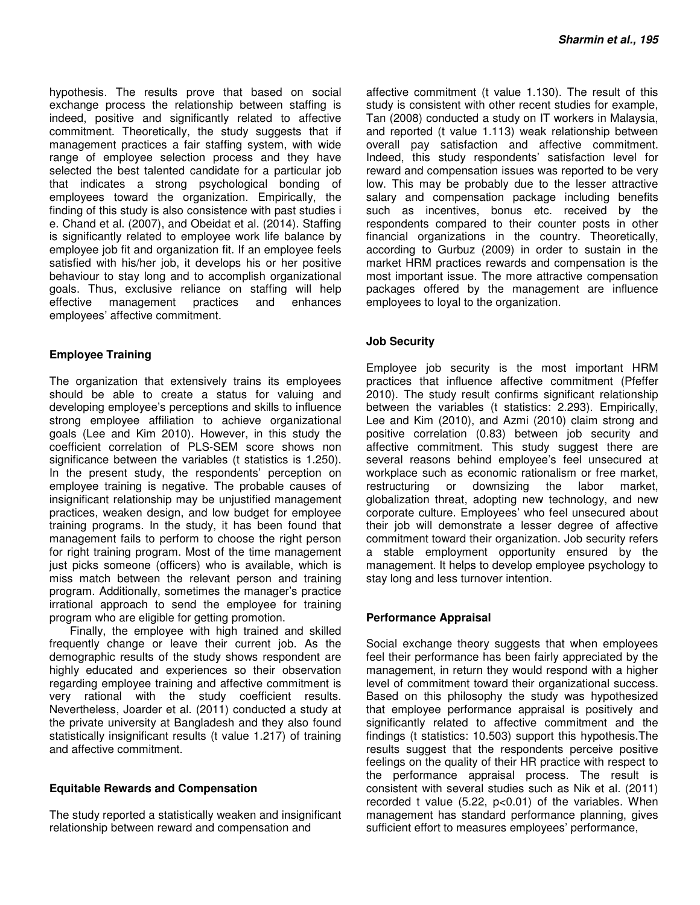hypothesis. The results prove that based on social exchange process the relationship between staffing is indeed, positive and significantly related to affective commitment. Theoretically, the study suggests that if management practices a fair staffing system, with wide range of employee selection process and they have selected the best talented candidate for a particular job that indicates a strong psychological bonding of employees toward the organization. Empirically, the finding of this study is also consistence with past studies i e. Chand et al. (2007), and Obeidat et al. (2014). Staffing is significantly related to employee work life balance by employee job fit and organization fit. If an employee feels satisfied with his/her job, it develops his or her positive behaviour to stay long and to accomplish organizational goals. Thus, exclusive reliance on staffing will help effective management practices and enhances employees' affective commitment.

### Employee Training

The organization that extensively trains its employees should be able to create a status for valuing and developing employee's perceptions and skills to influence strong employee affiliation to achieve organizational goals (Lee and Kim 2010). However, in this study the coefficient correlation of PLS-SEM score shows non significance between the variables (t statistics is 1.250). In the present study, the respondents' perception on employee training is negative. The probable causes of insignificant relationship may be unjustified management practices, weaken design, and low budget for employee training programs. In the study, it has been found that management fails to perform to choose the right person for right training program. Most of the time management just picks someone (officers) who is available, which is miss match between the relevant person and training program. Additionally, sometimes the manager's practice irrational approach to send the employee for training program who are eligible for getting promotion.

Finally, the employee with high trained and skilled frequently change or leave their current job. As the demographic results of the study shows respondent are highly educated and experiences so their observation regarding employee training and affective commitment is very rational with the study coefficient results. Nevertheless, Joarder et al. (2011) conducted a study at the private university at Bangladesh and they also found statistically insignificant results (t value 1.217) of training and affective commitment.

### Equitable Rewards and Compensation

The study reported a statistically weaken and insignificant relationship between reward and compensation and affective commitment (t value 1.130). The result of this study is consistent with other recent studies for example, Tan (2008) conducted a study on IT workers in Malaysia, and reported (t value 1.113) weak relationship between overall pay satisfaction and affective commitment. Indeed, this study respondents' satisfaction level for reward and compensation issues was reported to be very low. This may be probably due to the lesser attractive salary and compensation package including benefits such as incentives, bonus etc. received by the respondents compared to their counter posts in other financial organizations in the country. Theoretically, according to Gurbuz (2009) in order to sustain in the market HRM practices rewards and compensation is the most important issue. The more attractive compensation packages offered by the management are influence employees to loyal to the organization.

### Job Security

Employee job security is the most important HRM practices that influence affective commitment (Pfeffer 2010). The study result confirms significant relationship between the variables (t statistics: 2.293). Empirically, Lee and Kim (2010), and Azmi (2010) claim strong and positive correlation (0.83) between job security and affective commitment. This study suggest there are several reasons behind employee's feel unsecured at workplace such as economic rationalism or free market, restructuring or downsizing the labor market, globalization threat, adopting new technology, and new corporate culture. Employees' who feel unsecured about their job will demonstrate a lesser degree of affective commitment toward their organization. Job security refers a stable employment opportunity ensured by the management. It helps to develop employee psychology to stay long and less turnover intention.

### Performance Appraisal

Social exchange theory suggests that when employees feel their performance has been fairly appreciated by the management, in return they would respond with a higher level of commitment toward their organizational success. Based on this philosophy the study was hypothesized that employee performance appraisal is positively and significantly related to affective commitment and the findings (t statistics: 10.503) support this hypothesis.The results suggest that the respondents perceive positive feelings on the quality of their HR practice with respect to the performance appraisal process. The result is consistent with several studies such as Nik et al. (2011) recorded t value (5.22, $p<0.01$) of the variables. When management has standard performance planning, gives sufficient effort to measures employees' performance,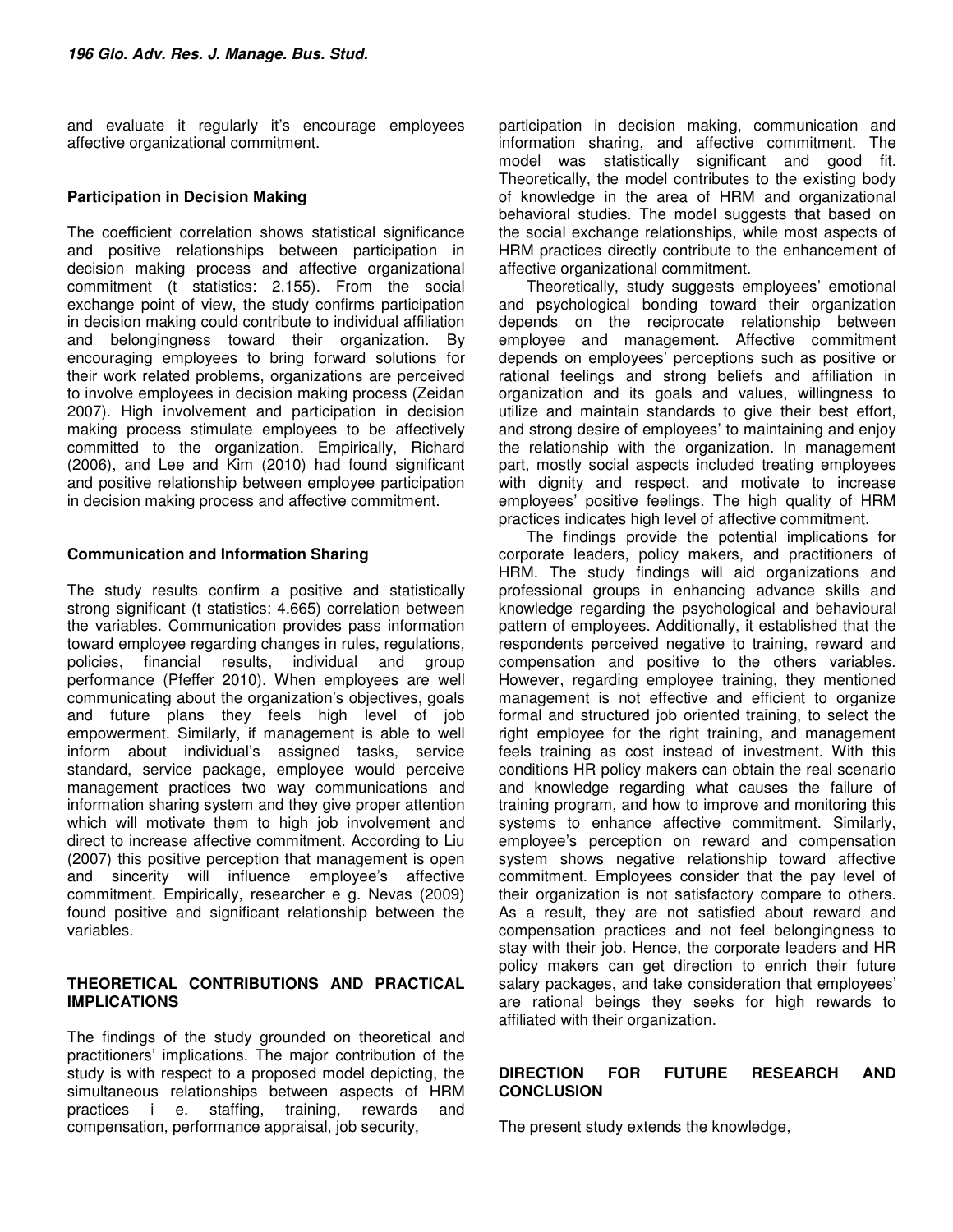and evaluate it regularly it's encourage employees affective organizational commitment.

**Participation in Decision Making**

The coefficient correlation shows statistical significance and positive relationships between participation in decision making process and affective organizational commitment (t statistics: 2.155). From the social exchange point of view, the study confirms participation in decision making could contribute to individual affiliation and belongingness toward their organization. By encouraging employees to bring forward solutions for their work related problems, organizations are perceived to involve employees in decision making process (Zeidan 2007). High involvement and participation in decision making process stimulate employees to be affectively committed to the organization. Empirically, Richard (2006), and Lee and Kim (2010) had found significant and positive relationship between employee participation in decision making process and affective commitment.

**Communication and Information Sharing**

The study results confirm a positive and statistically strong significant (t statistics: 4.665) correlation between the variables. Communication provides pass information toward employee regarding changes in rules, regulations, policies, financial results, individual and group performance (Pfeffer 2010). When employees are well communicating about the organization's objectives, goals and future plans they feels high level of job empowerment. Similarly, if management is able to well inform about individual's assigned tasks, service standard, service package, employee would perceive management practices two way communications and information sharing system and they give proper attention which will motivate them to high job involvement and direct to increase affective commitment. According to Liu (2007) this positive perception that management is open and sincerity will influence employee's affective commitment. Empirically, researcher e g. Nevas (2009) found positive and significant relationship between the variables.

## THEORETICAL CONTRIBUTIONS AND PRACTICAL IMPLICATIONS

The findings of the study grounded on theoretical and practitioners' implications. The major contribution of the study is with respect to a proposed model depicting, the simultaneous relationships between aspects of HRM practices i e. staffing, training, rewards and compensation, performance appraisal, job security, participation in decision making, communication and information sharing, and affective commitment. The model was statistically significant and good fit. Theoretically, the model contributes to the existing body of knowledge in the area of HRM and organizational behavioral studies. The model suggests that based on the social exchange relationships, while most aspects of HRM practices directly contribute to the enhancement of affective organizational commitment.

Theoretically, study suggests employees' emotional and psychological bonding toward their organization depends on the reciprocate relationship between employee and management. Affective commitment depends on employees' perceptions such as positive or rational feelings and strong beliefs and affiliation in organization and its goals and values, willingness to utilize and maintain standards to give their best effort, and strong desire of employees' to maintaining and enjoy the relationship with the organization. In management part, mostly social aspects included treating employees with dignity and respect, and motivate to increase employees' positive feelings. The high quality of HRM practices indicates high level of affective commitment.

The findings provide the potential implications for corporate leaders, policy makers, and practitioners of HRM. The study findings will aid organizations and professional groups in enhancing advance skills and knowledge regarding the psychological and behavioural pattern of employees. Additionally, it established that the respondents perceived negative to training, reward and compensation and positive to the others variables. However, regarding employee training, they mentioned management is not effective and efficient to organize formal and structured job oriented training, to select the right employee for the right training, and management feels training as cost instead of investment. With this conditions HR policy makers can obtain the real scenario and knowledge regarding what causes the failure of training program, and how to improve and monitoring this systems to enhance affective commitment. Similarly, employee's perception on reward and compensation system shows negative relationship toward affective commitment. Employees consider that the pay level of their organization is not satisfactory compare to others. As a result, they are not satisfied about reward and compensation practices and not feel belongingness to stay with their job. Hence, the corporate leaders and HR policy makers can get direction to enrich their future salary packages, and take consideration that employees' are rational beings they seeks for high rewards to affiliated with their organization.

## DIRECTION FOR FUTURE RESEARCH AND CONCLUSION

The present study extends the knowledge,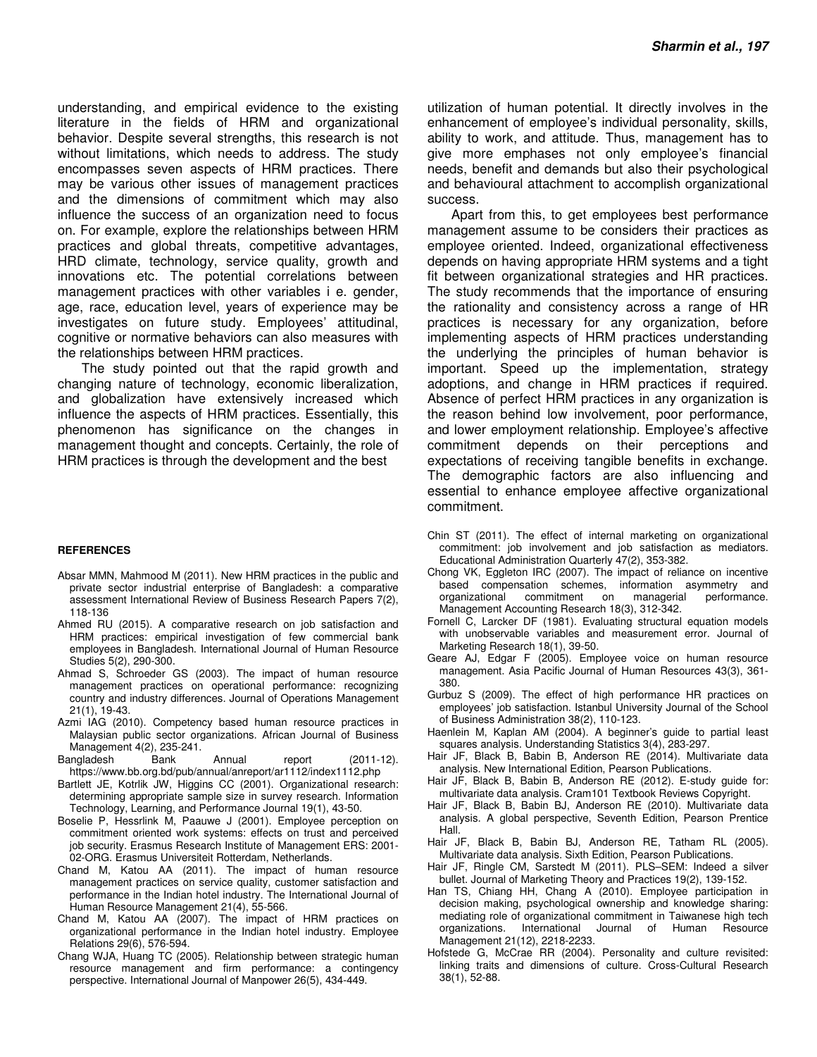understanding, and empirical evidence to the existing literature in the fields of HRM and organizational behavior. Despite several strengths, this research is not without limitations, which needs to address. The study encompasses seven aspects of HRM practices. There may be various other issues of management practices and the dimensions of commitment which may also influence the success of an organization need to focus on. For example, explore the relationships between HRM practices and global threats, competitive advantages, HRD climate, technology, service quality, growth and innovations etc. The potential correlations between management practices with other variables i e. gender, age, race, education level, years of experience may be investigates on future study. Employees' attitudinal, cognitive or normative behaviors can also measures with the relationships between HRM practices.

The study pointed out that the rapid growth and changing nature of technology, economic liberalization, and globalization have extensively increased which influence the aspects of HRM practices. Essentially, this phenomenon has significance on the changes in management thought and concepts. Certainly, the role of HRM practices is through the development and the best utilization of human potential. It directly involves in the enhancement of employee's individual personality, skills, ability to work, and attitude. Thus, management has to give more emphases not only employee's financial needs, benefit and demands but also their psychological and behavioural attachment to accomplish organizational success.

Apart from this, to get employees best performance management assume to be considers their practices as employee oriented. Indeed, organizational effectiveness depends on having appropriate HRM systems and a tight fit between organizational strategies and HR practices. The study recommends that the importance of ensuring the rationality and consistency across a range of HR practices is necessary for any organization, before implementing aspects of HRM practices understanding the underlying the principles of human behavior is important. Speed up the implementation, strategy adoptions, and change in HRM practices if required. Absence of perfect HRM practices in any organization is the reason behind low involvement, poor performance, and lower employment relationship. Employee's affective commitment depends on their perceptions and expectations of receiving tangible benefits in exchange. The demographic factors are also influencing and essential to enhance employee affective organizational commitment.

## REFERENCES

Absar MMN, Mahmood M (2011). New HRM practices in the public and private sector industrial enterprise of Bangladesh: a comparative assessment International Review of Business Research Papers 7(2), 118-136

Ahmed RU (2015). A comparative research on job satisfaction and HRM practices: empirical investigation of few commercial bank employees in Bangladesh. International Journal of Human Resource Studies 5(2), 290-300.

Ahmad S, Schroeder GS (2003). The impact of human resource management practices on operational performance: recognizing country and industry differences. Journal of Operations Management 21(1), 19-43.

Azmi IAG (2010). Competency based human resource practices in Malaysian public sector organizations. African Journal of Business Management 4(2), 235-241.

Bangladesh Bank Annual report (2011-12). https://www.bb.org.bd/pub/annual/anreport/ar1112/index1112.php

Bartlett JE, Kotrlik JW, Higgins CC (2001). Organizational research: determining appropriate sample size in survey research. Information Technology, Learning, and Performance Journal 19(1), 43-50.

Boselie P, Hessrlink M, Paauwe J (2001). Employee perception on commitment oriented work systems: effects on trust and perceived job security. Erasmus Research Institute of Management ERS: 2001-02-ORG. Erasmus Universiteit Rotterdam, Netherlands.

Chand M, Katou AA (2011). The impact of human resource management practices on service quality, customer satisfaction and performance in the Indian hotel industry. The International Journal of Human Resource Management 21(4), 55-566.

Chand M, Katou AA (2007). The impact of HRM practices on organizational performance in the Indian hotel industry. Employee Relations 29(6), 576-594.

Chang WJA, Huang TC (2005). Relationship between strategic human resource management and firm performance: a contingency perspective. International Journal of Manpower 26(5), 434-449.

Chin ST (2011). The effect of internal marketing on organizational commitment: job involvement and job satisfaction as mediators. Educational Administration Quarterly 47(2), 353-382.

Chong VK, Eggleton IRC (2007). The impact of reliance on incentive based compensation schemes, information asymmetry and organizational commitment on managerial performance. Management Accounting Research 18(3), 312-342.

Fornell C, Larcker DF (1981). Evaluating structural equation models with unobservable variables and measurement error. Journal of Marketing Research 18(1), 39-50.

Geare AJ, Edgar F (2005). Employee voice on human resource management. Asia Pacific Journal of Human Resources 43(3), 361-380.

Gurbuz S (2009). The effect of high performance HR practices on employees' job satisfaction. Istanbul University Journal of the School of Business Administration 38(2), 110-123.

Haenlein M, Kaplan AM (2004). A beginner's guide to partial least squares analysis. Understanding Statistics 3(4), 283-297.

Hair JF, Black B, Babin B, Anderson RE (2014). Multivariate data analysis. New International Edition, Pearson Publications.

Hair JF, Black B, Babin B, Anderson RE (2012). E-study guide for: multivariate data analysis. Cram101 Textbook Reviews Copyright.

Hair JF, Black B, Babin BJ, Anderson RE (2010). Multivariate data analysis. A global perspective, Seventh Edition, Pearson Prentice Hall.

Hair JF, Black B, Babin BJ, Anderson RE, Tatham RL (2005). Multivariate data analysis. Sixth Edition, Pearson Publications.

Hair JF, Ringle CM, Sarstedt M (2011). PLS–SEM: Indeed a silver bullet. Journal of Marketing Theory and Practices 19(2), 139-152.

Han TS, Chiang HH, Chang A (2010). Employee participation in decision making, psychological ownership and knowledge sharing: mediating role of organizational commitment in Taiwanese high tech organizations. International Journal of Human Resource Management 21(12), 2218-2233.

Hofstede G, McCrae RR (2004). Personality and culture revisited: linking traits and dimensions of culture. Cross-Cultural Research 38(1), 52-88.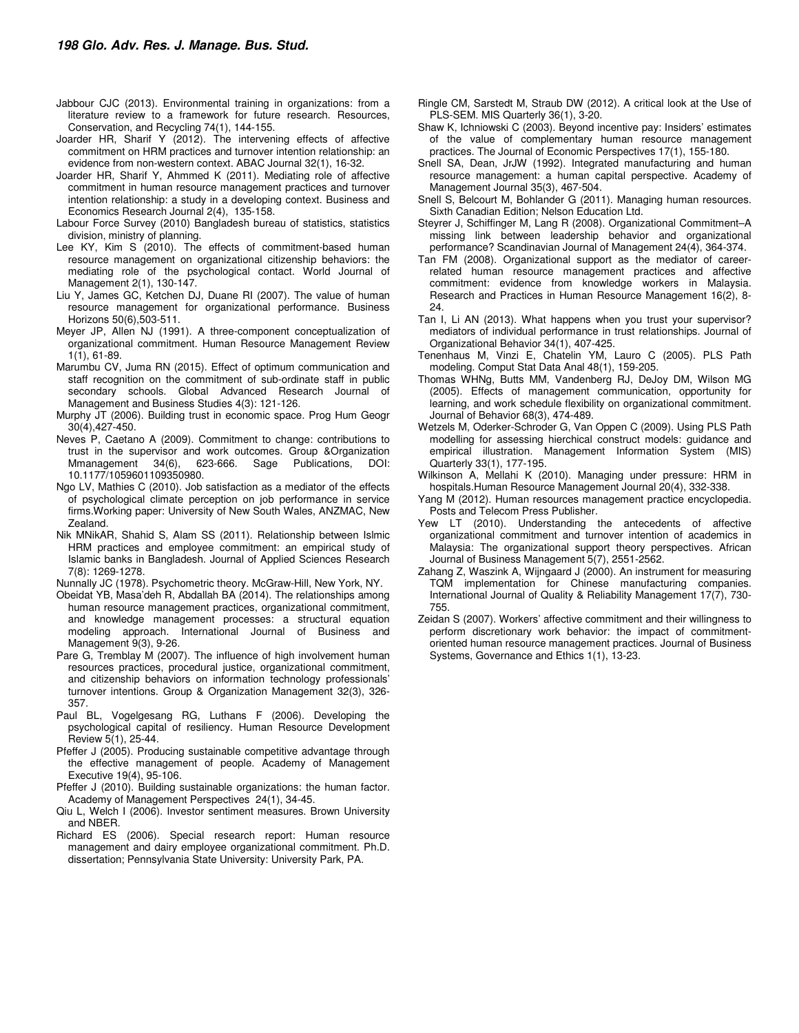Jabbour CJC (2013). Environmental training in organizations: from a literature review to a framework for future research. Resources, Conservation, and Recycling 74(1), 144-155.

Joarder HR, Sharif Y (2012). The intervening effects of affective commitment on HRM practices and turnover intention relationship: an evidence from non-western context. ABAC Journal 32(1), 16-32.

Joarder HR, Sharif Y, Ahmmed K (2011). Mediating role of affective commitment in human resource management practices and turnover intention relationship: a study in a developing context. Business and Economics Research Journal 2(4), 135-158.

Labour Force Survey (2010) Bangladesh bureau of statistics, statistics division, ministry of planning.

Lee KY, Kim S (2010). The effects of commitment-based human resource management on organizational citizenship behaviors: the mediating role of the psychological contact. World Journal of Management 2(1), 130-147.

Liu Y, James GC, Ketchen DJ, Duane RI (2007). The value of human resource management for organizational performance. Business Horizons 50(6),503-511.

Meyer JP, Allen NJ (1991). A three-component conceptualization of organizational commitment. Human Resource Management Review 1(1), 61-89.

Marumbu CV, Juma RN (2015). Effect of optimum communication and staff recognition on the commitment of sub-ordinate staff in public secondary schools. Global Advanced Research Journal of Management and Business Studies 4(3): 121-126.

Murphy JT (2006). Building trust in economic space. Prog Hum Geogr 30(4),427-450.

Neves P, Caetano A (2009). Commitment to change: contributions to trust in the supervisor and work outcomes. Group &Organization Mmanagement 34(6), 623-666. Sage Publications, DOI: 10.1177/1059601109350980.

Ngo LV, Mathies C (2010). Job satisfaction as a mediator of the effects of psychological climate perception on job performance in service firms.Working paper: University of New South Wales, ANZMAC, New Zealand.

Nik MNikAR, Shahid S, Alam SS (2011). Relationship between Islmic HRM practices and employee commitment: an empirical study of Islamic banks in Bangladesh. Journal of Applied Sciences Research 7(8): 1269-1278.

Nunnally JC (1978). Psychometric theory. McGraw-Hill, New York, NY.

Obeidat YB, Masa'deh R, Abdallah BA (2014). The relationships among human resource management practices, organizational commitment, and knowledge management processes: a structural equation modeling approach. International Journal of Business and Management 9(3), 9-26.

Pare G, Tremblay M (2007). The influence of high involvement human resources practices, procedural justice, organizational commitment, and citizenship behaviors on information technology professionals' turnover intentions. Group & Organization Management 32(3), 326-357.

Paul BL, Vogelgesang RG, Luthans F (2006). Developing the psychological capital of resiliency. Human Resource Development Review 5(1), 25-44.

Pfeffer J (2005). Producing sustainable competitive advantage through the effective management of people. Academy of Management Executive 19(4), 95-106.

Pfeffer J (2010). Building sustainable organizations: the human factor. Academy of Management Perspectives 24(1), 34-45.

Qiu L, Welch I (2006). Investor sentiment measures. Brown University and NBER.

Richard ES (2006). Special research report: Human resource management and dairy employee organizational commitment. Ph.D. dissertation; Pennsylvania State University: University Park, PA.

Ringle CM, Sarstedt M, Straub DW (2012). A critical look at the Use of PLS-SEM. MIS Quarterly 36(1), 3-20.

Shaw K, Ichniowski C (2003). Beyond incentive pay: Insiders' estimates of the value of complementary human resource management practices. The Journal of Economic Perspectives 17(1), 155-180.

Snell SA, Dean, JrJW (1992). Integrated manufacturing and human resource management: a human capital perspective. Academy of Management Journal 35(3), 467-504.

Snell S, Belcourt M, Bohlander G (2011). Managing human resources. Sixth Canadian Edition; Nelson Education Ltd.

Steyrer J, Schiffinger M, Lang R (2008). Organizational Commitment–A missing link between leadership behavior and organizational performance? Scandinavian Journal of Management 24(4), 364-374.

Tan FM (2008). Organizational support as the mediator of career-related human resource management practices and affective commitment: evidence from knowledge workers in Malaysia. Research and Practices in Human Resource Management 16(2), 8-24.

Tan I, Li AN (2013). What happens when you trust your supervisor? mediators of individual performance in trust relationships. Journal of Organizational Behavior 34(1), 407-425.

Tenenhaus M, Vinzi E, Chatelin YM, Lauro C (2005). PLS Path modeling. Comput Stat Data Anal 48(1), 159-205.

Thomas WHNg, Butts MM, Vandenberg RJ, DeJoy DM, Wilson MG (2005). Effects of management communication, opportunity for learning, and work schedule flexibility on organizational commitment. Journal of Behavior 68(3), 474-489.

Wetzels M, Oderker-Schroder G, Van Oppen C (2009). Using PLS Path modelling for assessing hierchical construct models: guidance and empirical illustration. Management Information System (MIS) Quarterly 33(1), 177-195.

Wilkinson A, Mellahi K (2010). Managing under pressure: HRM in hospitals.Human Resource Management Journal 20(4), 332-338.

Yang M (2012). Human resources management practice encyclopedia. Posts and Telecom Press Publisher.

Yew LT (2010). Understanding the antecedents of affective organizational commitment and turnover intention of academics in Malaysia: The organizational support theory perspectives. African Journal of Business Management 5(7), 2551-2562.

Zahang Z, Waszink A, Wijngaard J (2000). An instrument for measuring TQM implementation for Chinese manufacturing companies. International Journal of Quality & Reliability Management 17(7), 730-755.

Zeidan S (2007). Workers' affective commitment and their willingness to perform discretionary work behavior: the impact of commitment-oriented human resource management practices. Journal of Business Systems, Governance and Ethics 1(1), 13-23.